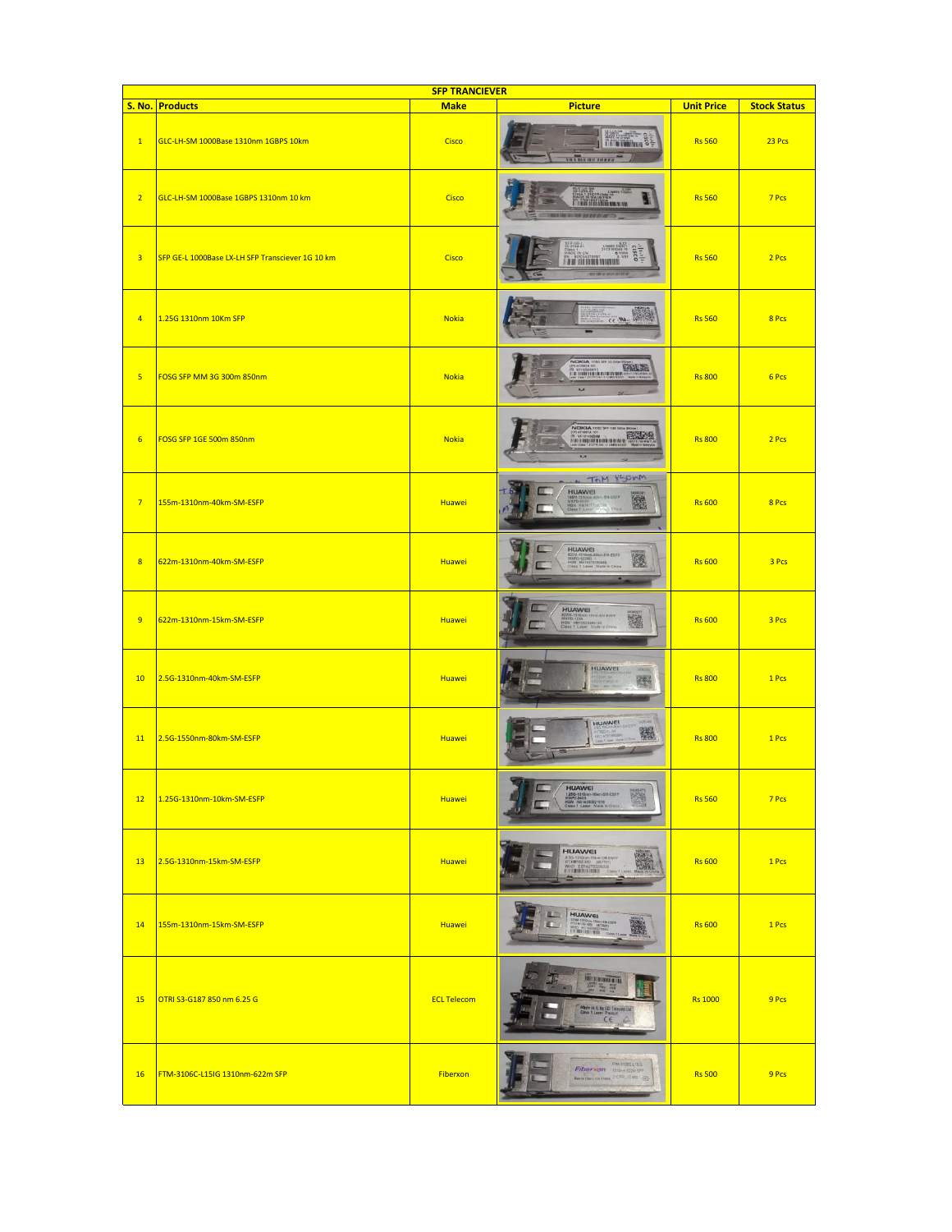| SFP TRANCIEVER | | | | | |
|---|---|---|---|---|---|
| S. No. | Products | Make | Picture | Unit Price | Stock Status |
| 1 | GLC-LH-SM 1000Base 1310nm 1GBPS 10km | Cisco | | Rs 560 | 23 Pcs |
| 2 | GLC-LH-SM 1000Base 1GBPS 1310nm 10 km | Cisco | | Rs 560 | 7 Pcs |
| 3 | SFP GE-L 1000Base LX-LH SFP Transciever 1G 10 km | Cisco | | Rs 560 | 2 Pcs |
| 4 | 1.25G 1310nm 10Km SFP | Nokia | | Rs 560 | 8 Pcs |
| 5 | FOSG SFP MM 3G 300m 850nm | Nokia | | Rs 800 | 6 Pcs |
| 6 | FOSG SFP 1GE 500m 850nm | Nokia | | Rs 800 | 2 Pcs |
| 7 | 155m-1310nm-40km-SM-ESFP | Huawei | | Rs 600 | 8 Pcs |
| 8 | 622m-1310nm-40km-SM-ESFP | Huawei | | Rs 600 | 3 Pcs |
| 9 | 622m-1310nm-15km-SM-ESFP | Huawei | | Rs 600 | 3 Pcs |
| 10 | 2.5G-1310nm-40km-SM-ESFP | Huawei | | Rs 800 | 1 Pcs |
| 11 | 2.5G-1550nm-80km-SM-ESFP | Huawei | | Rs 800 | 1 Pcs |
| 12 | 1.25G-1310nm-10km-SM-ESFP | Huawei | | Rs 560 | 7 Pcs |
| 13 | 2.5G-1310nm-15km-SM-ESFP | Huawei | | Rs 600 | 1 Pcs |
| 14 | 155m-1310nm-15km-SM-ESFP | Huawei | | Rs 600 | 1 Pcs |
| 15 | OTRI S3-G187 850 nm 6.25 G | ECL Telecom | | Rs 1000 | 9 Pcs |
| 16 | FTM-3106C-L15IG 1310nm-622m SFP | Fiberxon | | Rs 500 | 9 Pcs |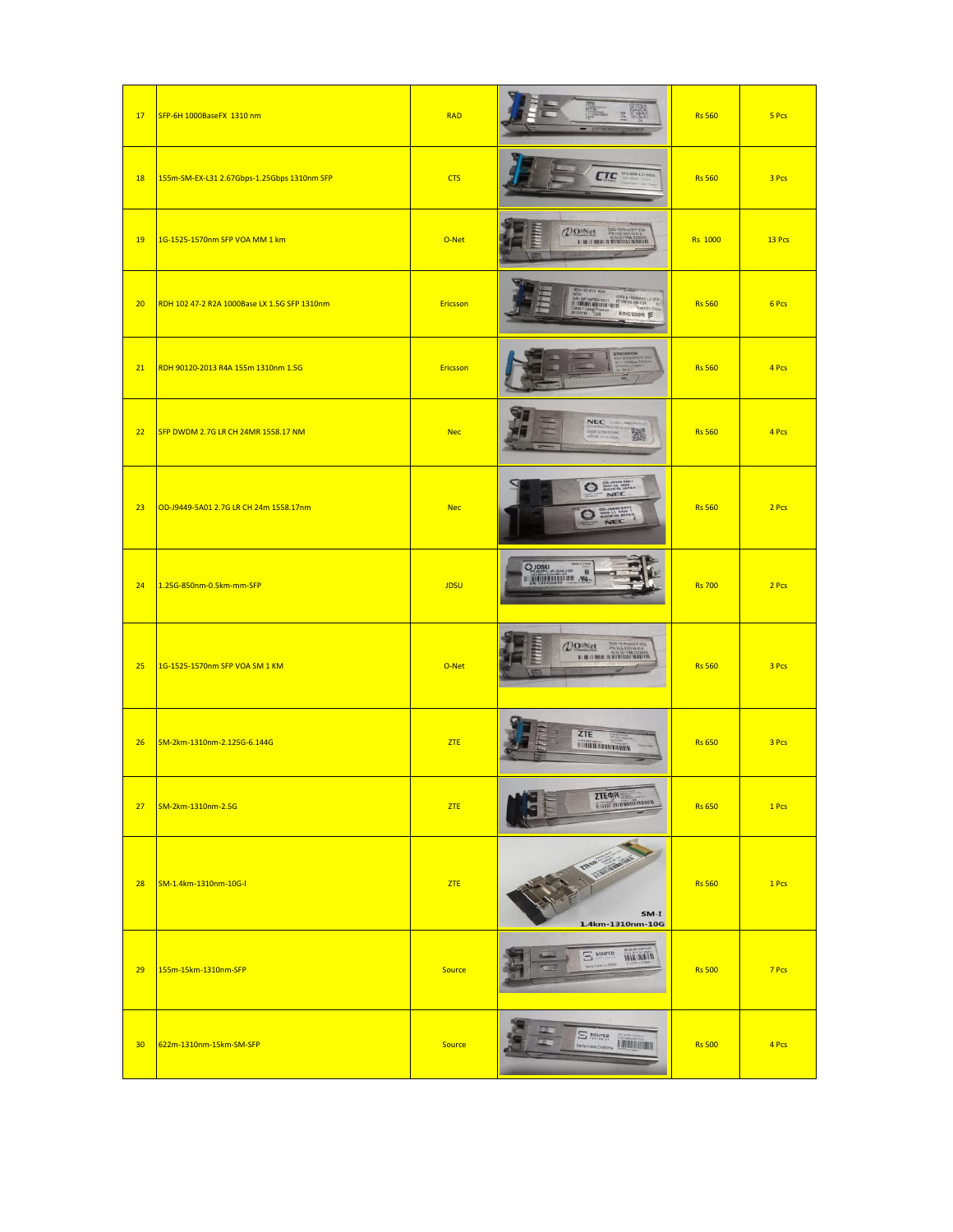| | | | | | |
|---|---|---|---|---|---|
| 17 | SFP-6H 1000BaseFX 1310 nm | RAD | | Rs 560 | 5 Pcs |
| 18 | 155m-SM-EX-L31 2.67Gbps-1.25Gbps 1310nm SFP | CTS | | Rs 560 | 3 Pcs |
| 19 | 1G-1525-1570nm SFP VOA MM 1 km | O-Net | | Rs 1000 | 13 Pcs |
| 20 | RDH 102 47-2 R2A 1000Base LX 1.5G SFP 1310nm | Ericsson | | Rs 560 | 6 Pcs |
| 21 | RDH 90120-2013 R4A 155m 1310nm 1.5G | Ericsson | | Rs 560 | 4 Pcs |
| 22 | SFP DWDM 2.7G LR CH 24MR 1558.17 NM | Nec | | Rs 560 | 4 Pcs |
| 23 | OD-J9449-5A01 2.7G LR CH 24m 1558.17nm | Nec | | Rs 560 | 2 Pcs |
| 24 | 1.25G-850nm-0.5km-mm-SFP | JDSU | | Rs 700 | 2 Pcs |
| 25 | 1G-1525-1570nm SFP VOA SM 1 KM | O-Net | | Rs 560 | 3 Pcs |
| 26 | SM-2km-1310nm-2.125G-6.144G | ZTE | | Rs 650 | 3 Pcs |
| 27 | SM-2km-1310nm-2.5G | ZTE | | Rs 650 | 1 Pcs |
| 28 | SM-1.4km-1310nm-10G-I | ZTE | | Rs 560 | 1 Pcs |
| 29 | 155m-15km-1310nm-SFP | Source | | Rs 500 | 7 Pcs |
| 30 | 622m-1310nm-15km-SM-SFP | Source | | Rs 500 | 4 Pcs |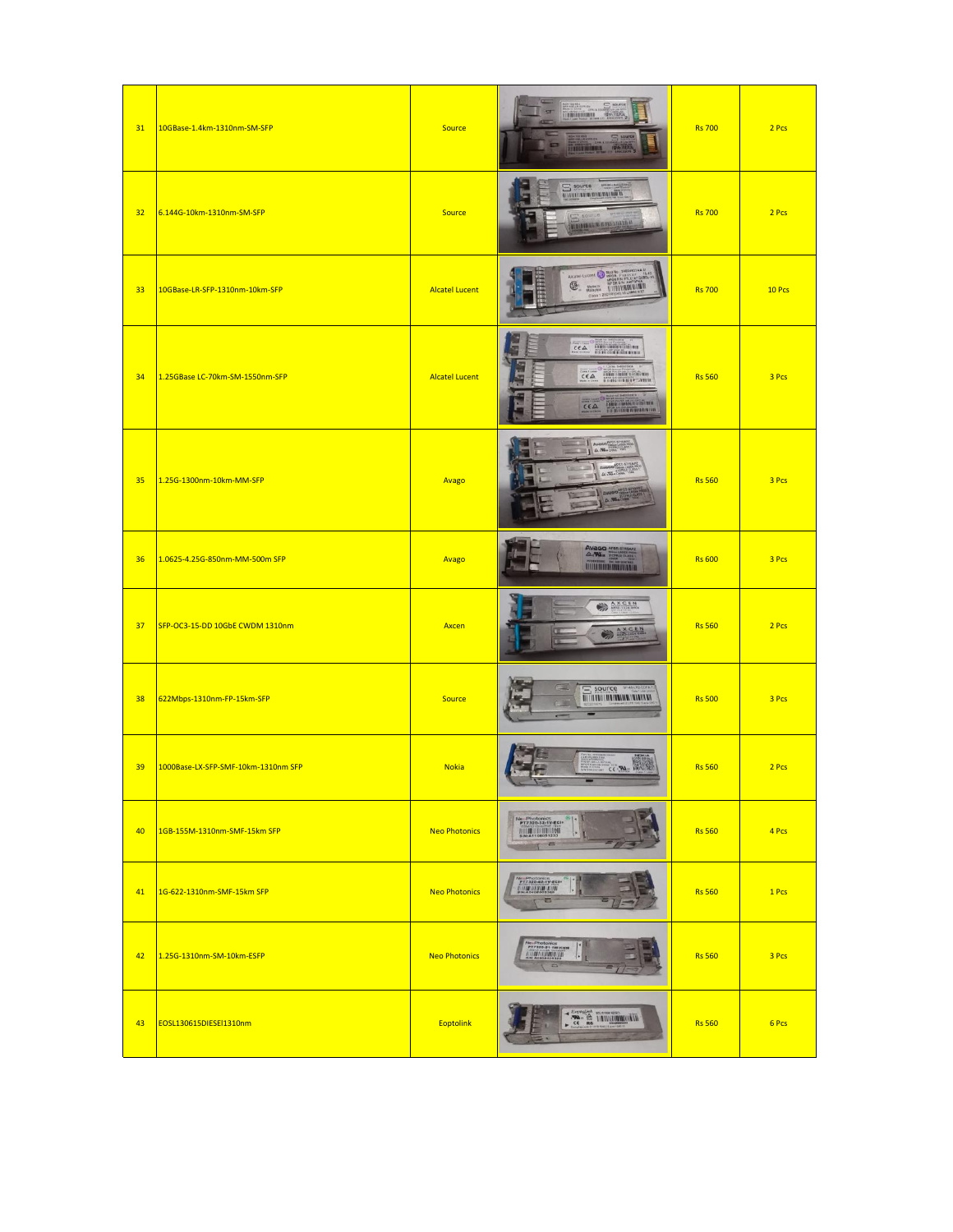| | | | | | |
|---|---|---|---|---|---|
| 31 | 10GBase-1.4km-1310nm-SM-SFP | Source | | Rs 700 | 2 Pcs |
| 32 | 6.144G-10km-1310nm-SM-SFP | Source | | Rs 700 | 2 Pcs |
| 33 | 10GBase-LR-SFP-1310nm-10km-SFP | Alcatel Lucent | | Rs 700 | 10 Pcs |
| 34 | 1.25GBase LC-70km-SM-1550nm-SFP | Alcatel Lucent | | Rs 560 | 3 Pcs |
| 35 | 1.25G-1300nm-10km-MM-SFP | Avago | | Rs 560 | 3 Pcs |
| 36 | 1.0625-4.25G-850nm-MM-500m SFP | Avago | | Rs 600 | 3 Pcs |
| 37 | SFP-OC3-15-DD 10GbE CWDM 1310nm | Axcen | | Rs 560 | 2 Pcs |
| 38 | 622Mbps-1310nm-FP-15km-SFP | Source | | Rs 500 | 3 Pcs |
| 39 | 1000Base-LX-SFP-SMF-10km-1310nm SFP | Nokia | | Rs 560 | 2 Pcs |
| 40 | 1GB-155M-1310nm-SMF-15km SFP | Neo Photonics | | Rs 560 | 4 Pcs |
| 41 | 1G-622-1310nm-SMF-15km SFP | Neo Photonics | | Rs 560 | 1 Pcs |
| 42 | 1.25G-1310nm-SM-10km-ESFP | Neo Photonics | | Rs 560 | 3 Pcs |
| 43 | EOSL130615DIESEI1310nm | Eoptolink | | Rs 560 | 6 Pcs |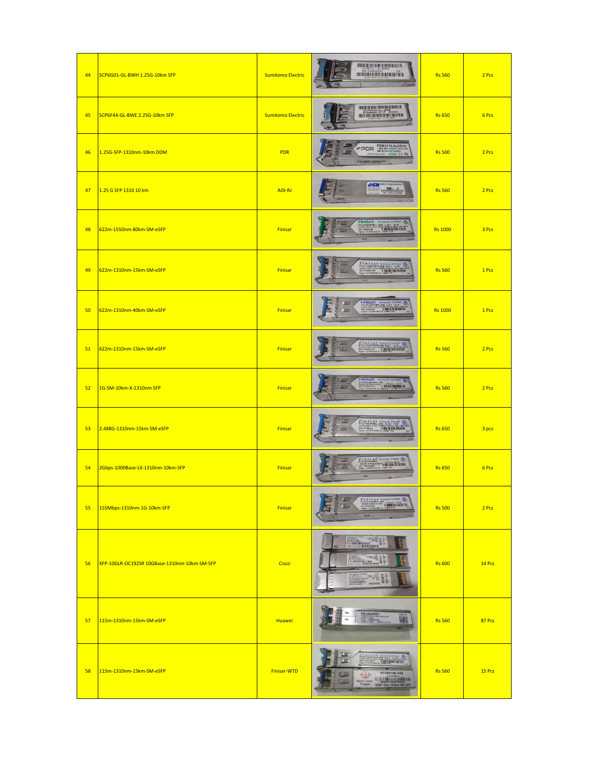| 44 | SCP6G01-GL-BWH 1.25G-10km SFP | Sumitomo Electric | | Rs 560 | 2 Pcs |
|---|---|---|---|---|---|
| 45 | SCP6F44-GL-BWE 2.25G-10km SFP | Sumitomo Electric | | Rs 650 | 6 Pcs |
| 46 | 1.25G-SFP-1310nm-10km DDM | PDR | | Rs 500 | 2 Pcs |
| 47 | 1.25 G SFP 1310 10 km | ADI-RJ | | Rs 560 | 2 Pcs |
| 48 | 622m-1550nm-80km-SM-eSFP | Finisar | | Rs 1000 | 3 Pcs |
| 49 | 622m-1310nm-15km-SM-eSFP | Finisar | | Rs 560 | 1 Pcs |
| 50 | 622m-1310nm-40km-SM-eSFP | Finisar | | Rs 1000 | 1 Pcs |
| 51 | 622m-1310nm-15km-SM-eSFP | Finisar | | Rs 560 | 2 Pcs |
| 52 | 1G-SM-10km-X-1310nm SFP | Finisar | | Rs 560 | 2 Pcs |
| 53 | 2.488G-1310nm-15km-SM-eSFP | Finisar | | Rs 650 | 3 pcs |
| 54 | 2Gbps-1000Base-LX-1310nm-10km-SFP | Finisar | | Rs 650 | 6 Pcs |
| 55 | 155Mbps-1310nm-1G-10km-SFP | Finisar | | Rs 500 | 2 Pcs |
| 56 | XFP-10GLR-OC192SR 10GBase-1310nm-10km-SM-SFP | Cisco | | Rs 600 | 14 Pcs |
| 57 | 115m-1310nm-15km-SM-eSFP | Huawei | | Rs 560 | 87 Pcs |
| 58 | 115m-1310nm-15km-SM-eSFP | Finisar-WTD | | Rs 560 | 15 Pcs |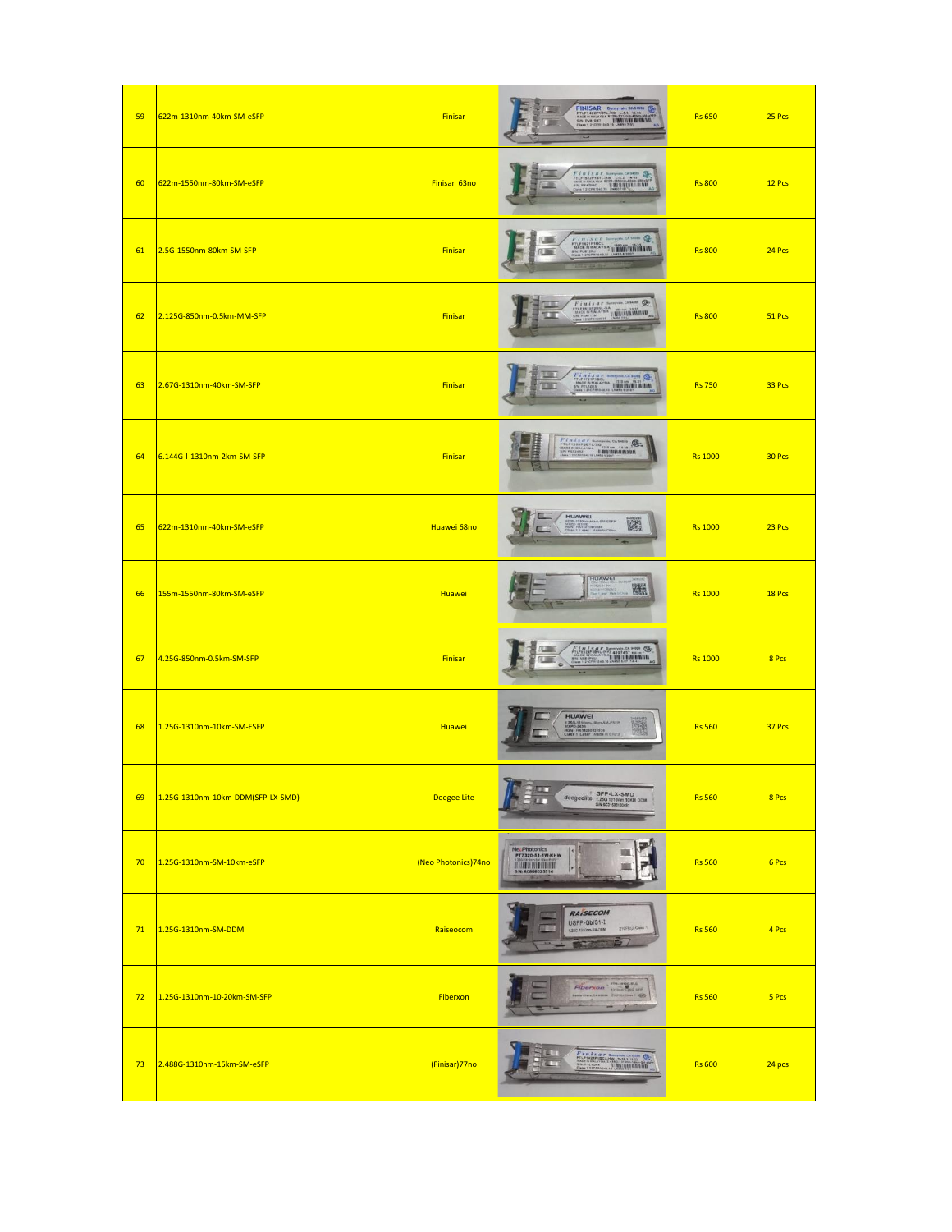| 59 | 622m-1310nm-40km-SM-eSFP | Finisar | | Rs 650 | 25 Pcs |
|---|---|---|---|---|---|
| 60 | 622m-1550nm-80km-SM-eSFP | Finisar 63no | | Rs 800 | 12 Pcs |
| 61 | 2.5G-1550nm-80km-SM-SFP | Finisar | | Rs 800 | 24 Pcs |
| 62 | 2.125G-850nm-0.5km-MM-SFP | Finisar | | Rs 800 | 51 Pcs |
| 63 | 2.67G-1310nm-40km-SM-SFP | Finisar | | Rs 750 | 33 Pcs |
| 64 | 6.144G-I-1310nm-2km-SM-SFP | Finisar | | Rs 1000 | 30 Pcs |
| 65 | 622m-1310nm-40km-SM-eSFP | Huawei 68no | | Rs 1000 | 23 Pcs |
| 66 | 155m-1550nm-80km-SM-eSFP | Huawei | | Rs 1000 | 18 Pcs |
| 67 | 4.25G-850nm-0.5km-SM-SFP | Finisar | | Rs 1000 | 8 Pcs |
| 68 | 1.25G-1310nm-10km-SM-ESFP | Huawei | | Rs 560 | 37 Pcs |
| 69 | 1.25G-1310nm-10km-DDM(SFP-LX-SMD) | Deegee Lite | | Rs 560 | 8 Pcs |
| 70 | 1.25G-1310nm-SM-10km-eSFP | (Neo Photonics)74no | | Rs 560 | 6 Pcs |
| 71 | 1.25G-1310nm-SM-DDM | Raiseocom | | Rs 560 | 4 Pcs |
| 72 | 1.25G-1310nm-10-20km-SM-SFP | Fiberxon | | Rs 560 | 5 Pcs |
| 73 | 2.488G-1310nm-15km-SM-eSFP | (Finisar)77no | | Rs 600 | 24 pcs |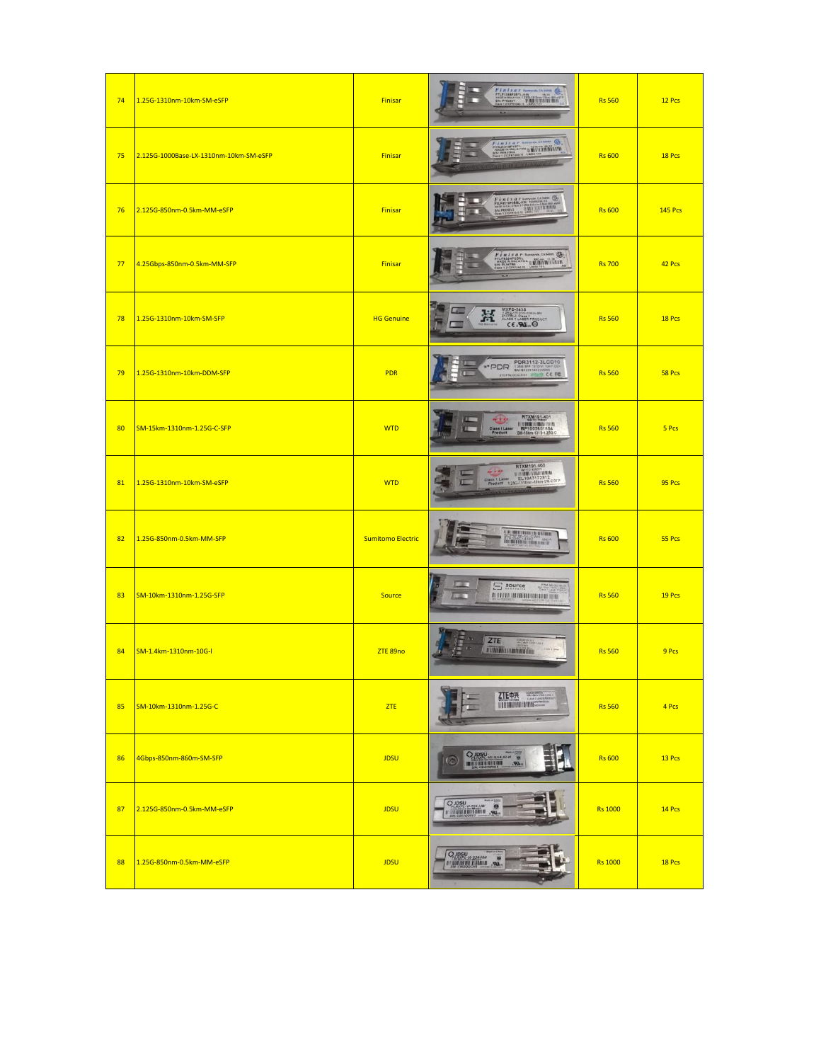| | | | | | |
|---|---|---|---|---|---|
| 74 | 1.25G-1310nm-10km-SM-eSFP | Finisar | | Rs 560 | 12 Pcs |
| 75 | 2.125G-1000Base-LX-1310nm-10km-SM-eSFP | Finisar | | Rs 600 | 18 Pcs |
| 76 | 2.125G-850nm-0.5km-MM-eSFP | Finisar | | Rs 600 | 145 Pcs |
| 77 | 4.25Gbps-850nm-0.5km-MM-SFP | Finisar | | Rs 700 | 42 Pcs |
| 78 | 1.25G-1310nm-10km-SM-SFP | HG Genuine | | Rs 560 | 18 Pcs |
| 79 | 1.25G-1310nm-10km-DDM-SFP | PDR | | Rs 560 | 58 Pcs |
| 80 | SM-15km-1310nm-1.25G-C-SFP | WTD | | Rs 560 | 5 Pcs |
| 81 | 1.25G-1310nm-10km-SM-eSFP | WTD | | Rs 560 | 95 Pcs |
| 82 | 1.25G-850nm-0.5km-MM-SFP | Sumitomo Electric | | Rs 600 | 55 Pcs |
| 83 | SM-10km-1310nm-1.25G-SFP | Source | | Rs 560 | 19 Pcs |
| 84 | SM-1.4km-1310nm-10G-I | ZTE 89no | | Rs 560 | 9 Pcs |
| 85 | SM-10km-1310nm-1.25G-C | ZTE | | Rs 560 | 4 Pcs |
| 86 | 4Gbps-850nm-860m-SM-SFP | JDSU | | Rs 600 | 13 Pcs |
| 87 | 2.125G-850nm-0.5km-MM-eSFP | JDSU | | Rs 1000 | 14 Pcs |
| 88 | 1.25G-850nm-0.5km-MM-eSFP | JDSU | | Rs 1000 | 18 Pcs |